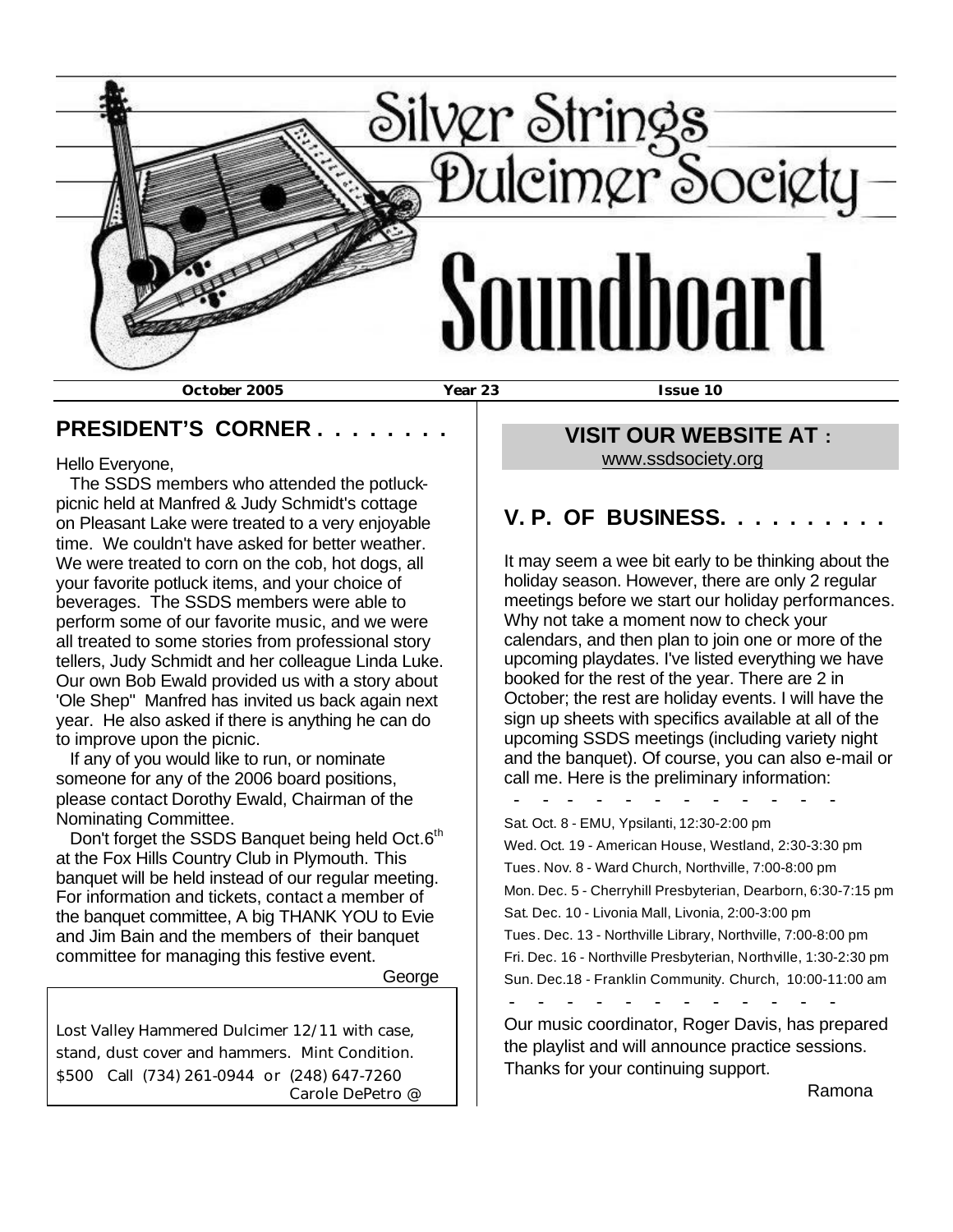# Silver Strings Dulcimer Society

# Soundboard

**October 2005** **Year 23** **Issue 10**

## PRESIDENT'S CORNER . . . . . . . .

Hello Everyone,

The SSDS members who attended the potluck-picnic held at Manfred & Judy Schmidt's cottage on Pleasant Lake were treated to a very enjoyable time. We couldn't have asked for better weather. We were treated to corn on the cob, hot dogs, all your favorite potluck items, and your choice of beverages. The SSDS members were able to perform some of our favorite music, and we were all treated to some stories from professional story tellers, Judy Schmidt and her colleague Linda Luke. Our own Bob Ewald provided us with a story about 'Ole Shep" Manfred has invited us back again next year. He also asked if there is anything he can do to improve upon the picnic.

If any of you would like to run, or nominate someone for any of the 2006 board positions, please contact Dorothy Ewald, Chairman of the Nominating Committee.

Don't forget the SSDS Banquet being held Oct.6th at the Fox Hills Country Club in Plymouth. This banquet will be held instead of our regular meeting. For information and tickets, contact a member of the banquet committee, A big THANK YOU to Evie and Jim Bain and the members of their banquet committee for managing this festive event.

George

Lost Valley Hammered Dulcimer 12/11 with case, stand, dust cover and hammers. Mint Condition. $500 Call (734) 261-0944 or (248) 647-7260
Carole DePetro @

## VISIT OUR WEBSITE AT :

www.ssdsociety.org

## V. P. OF BUSINESS. . . . . . . . . .

It may seem a wee bit early to be thinking about the holiday season. However, there are only 2 regular meetings before we start our holiday performances. Why not take a moment now to check your calendars, and then plan to join one or more of the upcoming playdates. I've listed everything we have booked for the rest of the year. There are 2 in October; the rest are holiday events. I will have the sign up sheets with specifics available at all of the upcoming SSDS meetings (including variety night and the banquet). Of course, you can also e-mail or call me. Here is the preliminary information:

\- - - - - - - - - - - - - -

Sat. Oct. 8 - EMU, Ypsilanti, 12:30-2:00 pm
Wed. Oct. 19 - American House, Westland, 2:30-3:30 pm
Tues. Nov. 8 - Ward Church, Northville, 7:00-8:00 pm
Mon. Dec. 5 - Cherryhill Presbyterian, Dearborn, 6:30-7:15 pm
Sat. Dec. 10 - Livonia Mall, Livonia, 2:00-3:00 pm
Tues. Dec. 13 - Northville Library, Northville, 7:00-8:00 pm
Fri. Dec. 16 - Northville Presbyterian, Northville, 1:30-2:30 pm
Sun. Dec.18 - Franklin Community. Church, 10:00-11:00 am

\- - - - - - - - - - - - - -

Our music coordinator, Roger Davis, has prepared the playlist and will announce practice sessions. Thanks for your continuing support.

Ramona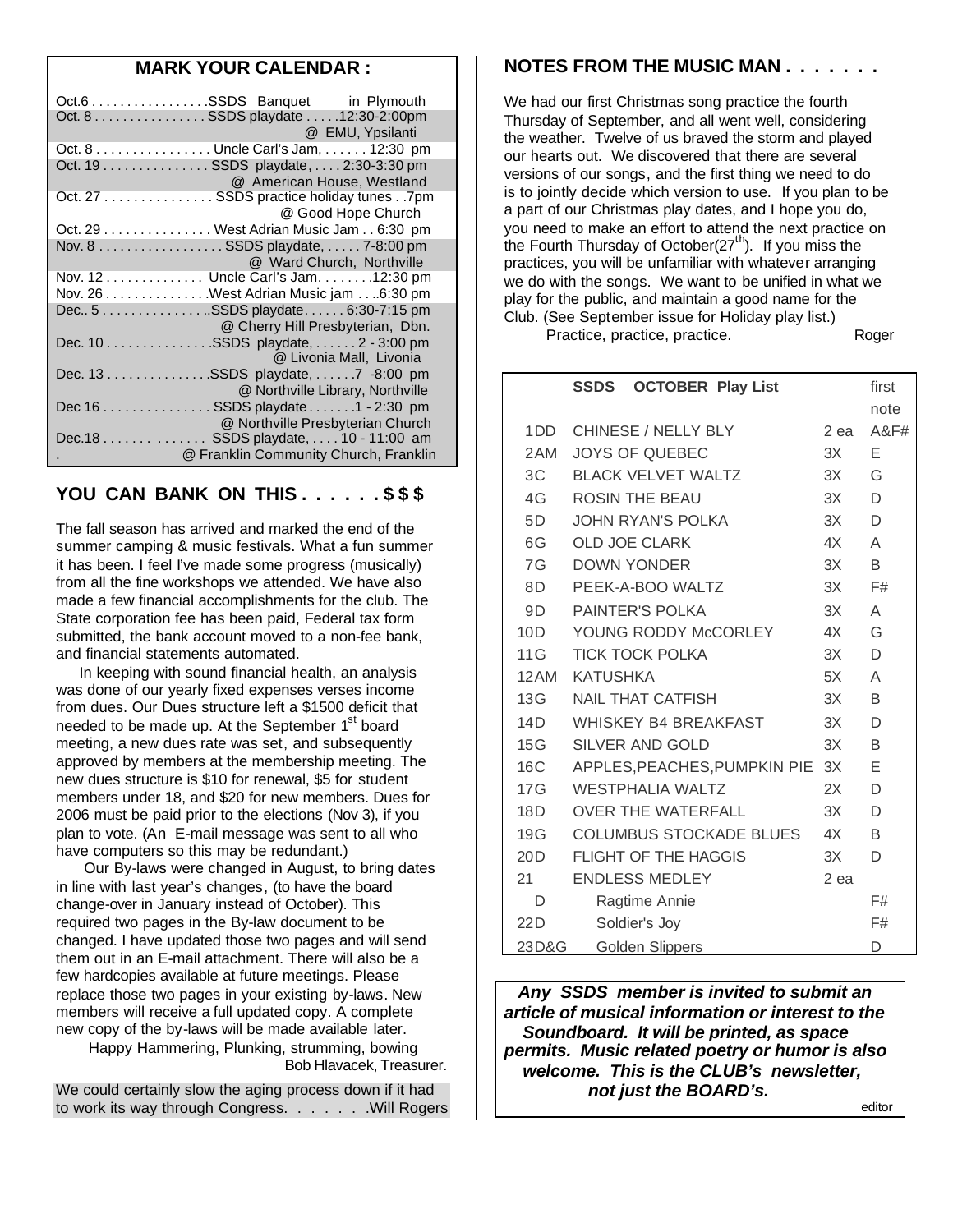## MARK YOUR CALENDAR :

| | |
|---|---|
| Oct.6 . . . . . . . . . . . . . . . . .SSDS Banquet in Plymouth | |
| Oct. 8 . . . . . . . . . . . . . . . . SSDS playdate . . . . .12:30-2:00pm @ EMU, Ypsilanti | |
| Oct. 8 . . . . . . . . . . . . . . . . Uncle Carl's Jam, . . . . . . 12:30 pm | |
| Oct. 19 . . . . . . . . . . . . . . . SSDS playdate, . . . . 2:30-3:30 pm @ American House, Westland | |
| Oct. 27 . . . . . . . . . . . . . . . SSDS practice holiday tunes . .7pm @ Good Hope Church | |
| Oct. 29 . . . . . . . . . . . . . . . West Adrian Music Jam . . 6:30 pm | |
| Nov. 8 . . . . . . . . . . . . . . . . . . SSDS playdate, . . . . . 7-8:00 pm @ Ward Church, Northville | |
| Nov. 12 . . . . . . . . . . . . . . Uncle Carl's Jam. . . . . . . .12:30 pm | |
| Nov. 26 . . . . . . . . . . . . . . .West Adrian Music jam . . ..6:30 pm | |
| Dec.. 5 . . . . . . . . . . . . . . . .SSDS playdate. . . . . . 6:30-7:15 pm @ Cherry Hill Presbyterian, Dbn. | |
| Dec. 10 . . . . . . . . . . . . . . .SSDS playdate, . . . . . . 2 - 3:00 pm @ Livonia Mall, Livonia | |
| Dec. 13 . . . . . . . . . . . . . . .SSDS playdate, . . . . . .7 -8:00 pm @ Northville Library, Northville | |
| Dec 16 . . . . . . . . . . . . . . . SSDS playdate . . . . . . .1 - 2:30 pm @ Northville Presbyterian Church | |
| Dec.18 . . . . . . . . . . . . . SSDS playdate, . . . . 10 - 11:00 am @ Franklin Community Church, Franklin | |

## YOU CAN BANK ON THIS . . . . . . $ $ $

The fall season has arrived and marked the end of the summer camping & music festivals. What a fun summer it has been. I feel I've made some progress (musically) from all the fine workshops we attended. We have also made a few financial accomplishments for the club. The State corporation fee has been paid, Federal tax form submitted, the bank account moved to a non-fee bank, and financial statements automated.

In keeping with sound financial health, an analysis was done of our yearly fixed expenses verses income from dues. Our Dues structure left a $1500 deficit that needed to be made up. At the September 1st board meeting, a new dues rate was set, and subsequently approved by members at the membership meeting. The new dues structure is $10 for renewal, $5 for student members under 18, and $20 for new members. Dues for 2006 must be paid prior to the elections (Nov 3), if you plan to vote. (An E-mail message was sent to all who have computers so this may be redundant.)

Our By-laws were changed in August, to bring dates in line with last year's changes, (to have the board change-over in January instead of October). This required two pages in the By-law document to be changed. I have updated those two pages and will send them out in an E-mail attachment. There will also be a few hardcopies available at future meetings. Please replace those two pages in your existing by-laws. New members will receive a full updated copy. A complete new copy of the by-laws will be made available later.

Happy Hammering, Plunking, strumming, bowing

Bob Hlavacek, Treasurer.

We could certainly slow the aging process down if it had to work its way through Congress. . . . . . .Will Rogers

## NOTES FROM THE MUSIC MAN . . . . . . .

We had our first Christmas song practice the fourth Thursday of September, and all went well, considering the weather. Twelve of us braved the storm and played our hearts out. We discovered that there are several versions of our songs, and the first thing we need to do is to jointly decide which version to use. If you plan to be a part of our Christmas play dates, and I hope you do, you need to make an effort to attend the next practice on the Fourth Thursday of October(27th). If you miss the practices, you will be unfamiliar with whatever arranging we do with the songs. We want to be unified in what we play for the public, and maintain a good name for the Club. (See September issue for Holiday play list.)

Practice, practice, practice. Roger

| | SSDS OCTOBER Play List | | first note |
|---|---|---|---|
| 1DD | CHINESE / NELLY BLY | 2 ea | A&F# |
| 2AM | JOYS OF QUEBEC | 3X | E |
| 3C | BLACK VELVET WALTZ | 3X | G |
| 4G | ROSIN THE BEAU | 3X | D |
| 5D | JOHN RYAN'S POLKA | 3X | D |
| 6G | OLD JOE CLARK | 4X | A |
| 7G | DOWN YONDER | 3X | B |
| 8D | PEEK-A-BOO WALTZ | 3X | F# |
| 9D | PAINTER'S POLKA | 3X | A |
| 10D | YOUNG RODDY McCORLEY | 4X | G |
| 11G | TICK TOCK POLKA | 3X | D |
| 12AM | KATUSHKA | 5X | A |
| 13G | NAIL THAT CATFISH | 3X | B |
| 14D | WHISKEY B4 BREAKFAST | 3X | D |
| 15G | SILVER AND GOLD | 3X | B |
| 16C | APPLES,PEACHES,PUMPKIN PIE | 3X | E |
| 17G | WESTPHALIA WALTZ | 2X | D |
| 18D | OVER THE WATERFALL | 3X | D |
| 19G | COLUMBUS STOCKADE BLUES | 4X | B |
| 20D | FLIGHT OF THE HAGGIS | 3X | D |
| 21 | ENDLESS MEDLEY | 2 ea | |
| D | Ragtime Annie | | F# |
| 22D | Soldier's Joy | | F# |
| 23D&G | Golden Slippers | | D |

***Any SSDS member is invited to submit an article of musical information or interest to the Soundboard. It will be printed, as space permits. Music related poetry or humor is also welcome. This is the CLUB's newsletter, not just the BOARD's.***

editor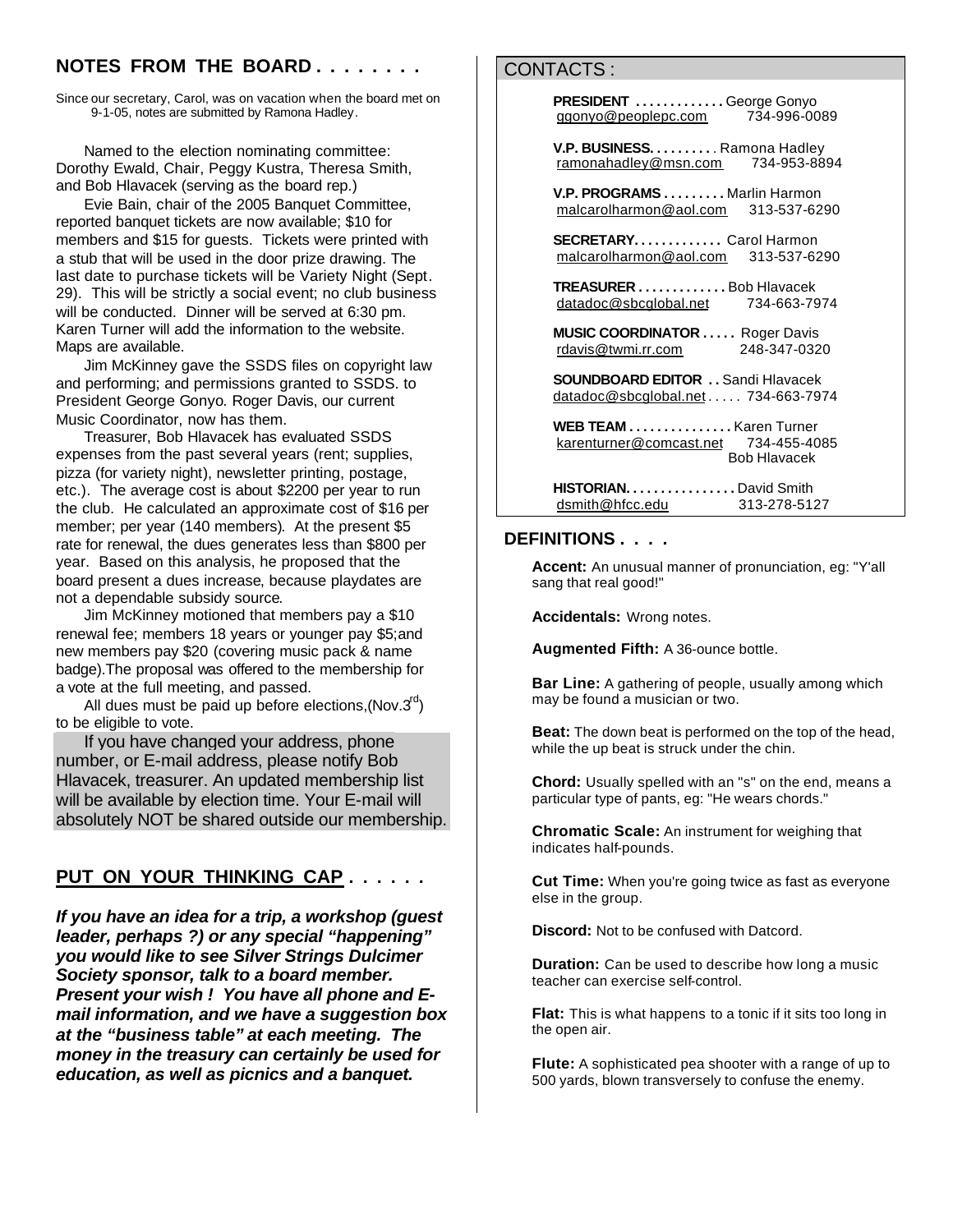## NOTES FROM THE BOARD . . . . . . . .

Since our secretary, Carol, was on vacation when the board met on 9-1-05, notes are submitted by Ramona Hadley.

Named to the election nominating committee: Dorothy Ewald, Chair, Peggy Kustra, Theresa Smith, and Bob Hlavacek (serving as the board rep.)

Evie Bain, chair of the 2005 Banquet Committee, reported banquet tickets are now available; $10 for members and $15 for guests. Tickets were printed with a stub that will be used in the door prize drawing. The last date to purchase tickets will be Variety Night (Sept. 29). This will be strictly a social event; no club business will be conducted. Dinner will be served at 6:30 pm. Karen Turner will add the information to the website. Maps are available.

Jim McKinney gave the SSDS files on copyright law and performing; and permissions granted to SSDS. to President George Gonyo. Roger Davis, our current Music Coordinator, now has them.

Treasurer, Bob Hlavacek has evaluated SSDS expenses from the past several years (rent; supplies, pizza (for variety night), newsletter printing, postage, etc.). The average cost is about $2200 per year to run the club. He calculated an approximate cost of $16 per member; per year (140 members). At the present $5 rate for renewal, the dues generates less than $800 per year. Based on this analysis, he proposed that the board present a dues increase, because playdates are not a dependable subsidy source.

Jim McKinney motioned that members pay a $10 renewal fee; members 18 years or younger pay $5;and new members pay $20 (covering music pack & name badge).The proposal was offered to the membership for a vote at the full meeting, and passed.

All dues must be paid up before elections,(Nov.3rd) to be eligible to vote.

If you have changed your address, phone number, or E-mail address, please notify Bob Hlavacek, treasurer. An updated membership list will be available by election time. Your E-mail will absolutely NOT be shared outside our membership.

## PUT ON YOUR THINKING CAP . . . . . .

***If you have an idea for a trip, a workshop (guest leader, perhaps ?) or any special "happening" you would like to see Silver Strings Dulcimer Society sponsor, talk to a board member. Present your wish ! You have all phone and E-mail information, and we have a suggestion box at the "business table" at each meeting. The money in the treasury can certainly be used for education, as well as picnics and a banquet.***

## CONTACTS :

**PRESIDENT . . . . . . . . . . . . .** George Gonyo
ggonyo@peoplepc.com 734-996-0089

**V.P. BUSINESS. . . . . . . . . .** Ramona Hadley
ramonahadley@msn.com 734-953-8894

**V.P. PROGRAMS . . . . . . . . .** Marlin Harmon
malcarolharmon@aol.com 313-537-6290

**SECRETARY. . . . . . . . . . . . .** Carol Harmon
malcarolharmon@aol.com 313-537-6290

**TREASURER . . . . . . . . . . . . .** Bob Hlavacek
datadoc@sbcglobal.net 734-663-7974

**MUSIC COORDINATOR . . . . .** Roger Davis
rdavis@twmi.rr.com 248-347-0320

**SOUNDBOARD EDITOR . .** Sandi Hlavacek
datadoc@sbcglobal.net . . . . . 734-663-7974

**WEB TEAM . . . . . . . . . . . . . . .** Karen Turner
karenturner@comcast.net 734-455-4085
Bob Hlavacek

**HISTORIAN. . . . . . . . . . . . . . . .** David Smith
dsmith@hfcc.edu 313-278-5127

## DEFINITIONS . . . .

**Accent:** An unusual manner of pronunciation, eg: "Y'all sang that real good!"

**Accidentals:** Wrong notes.

**Augmented Fifth:** A 36-ounce bottle.

**Bar Line:** A gathering of people, usually among which may be found a musician or two.

**Beat:** The down beat is performed on the top of the head, while the up beat is struck under the chin.

**Chord:** Usually spelled with an "s" on the end, means a particular type of pants, eg: "He wears chords."

**Chromatic Scale:** An instrument for weighing that indicates half-pounds.

**Cut Time:** When you're going twice as fast as everyone else in the group.

**Discord:** Not to be confused with Datcord.

**Duration:** Can be used to describe how long a music teacher can exercise self-control.

**Flat:** This is what happens to a tonic if it sits too long in the open air.

**Flute:** A sophisticated pea shooter with a range of up to 500 yards, blown transversely to confuse the enemy.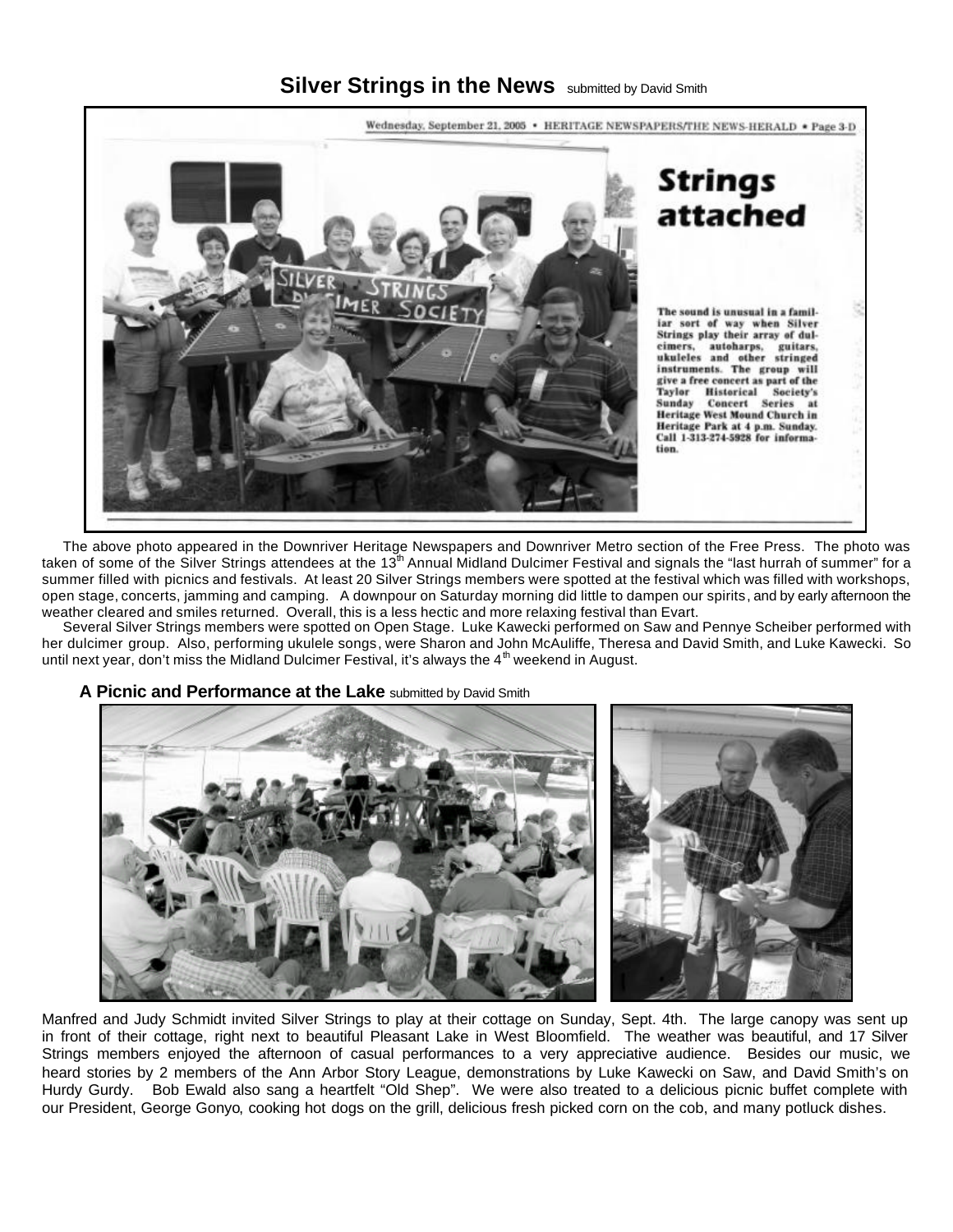## Silver Strings in the News submitted by David Smith

Wednesday, September 21, 2005 • HERITAGE NEWSPAPERS/THE NEWS-HERALD • Page 3-D

**Strings attached**

The sound is unusual in a familiar sort of way when Silver Strings play their array of dulcimers, autoharps, guitars, ukuleles and other stringed instruments. The group will give a free concert as part of the Taylor Historical Society's Sunday Concert Series at Heritage West Mound Church in Heritage Park at 4 p.m. Sunday. Call 1-313-274-5928 for information.

The above photo appeared in the Downriver Heritage Newspapers and Downriver Metro section of the Free Press. The photo was taken of some of the Silver Strings attendees at the 13th Annual Midland Dulcimer Festival and signals the "last hurrah of summer" for a summer filled with picnics and festivals. At least 20 Silver Strings members were spotted at the festival which was filled with workshops, open stage, concerts, jamming and camping. A downpour on Saturday morning did little to dampen our spirits, and by early afternoon the weather cleared and smiles returned. Overall, this is a less hectic and more relaxing festival than Evart.

Several Silver Strings members were spotted on Open Stage. Luke Kawecki performed on Saw and Pennye Scheiber performed with her dulcimer group. Also, performing ukulele songs, were Sharon and John McAuliffe, Theresa and David Smith, and Luke Kawecki. So until next year, don't miss the Midland Dulcimer Festival, it's always the 4th weekend in August.

### A Picnic and Performance at the Lake submitted by David Smith

Manfred and Judy Schmidt invited Silver Strings to play at their cottage on Sunday, Sept. 4th. The large canopy was sent up in front of their cottage, right next to beautiful Pleasant Lake in West Bloomfield. The weather was beautiful, and 17 Silver Strings members enjoyed the afternoon of casual performances to a very appreciative audience. Besides our music, we heard stories by 2 members of the Ann Arbor Story League, demonstrations by Luke Kawecki on Saw, and David Smith's on Hurdy Gurdy. Bob Ewald also sang a heartfelt "Old Shep". We were also treated to a delicious picnic buffet complete with our President, George Gonyo, cooking hot dogs on the grill, delicious fresh picked corn on the cob, and many potluck dishes.